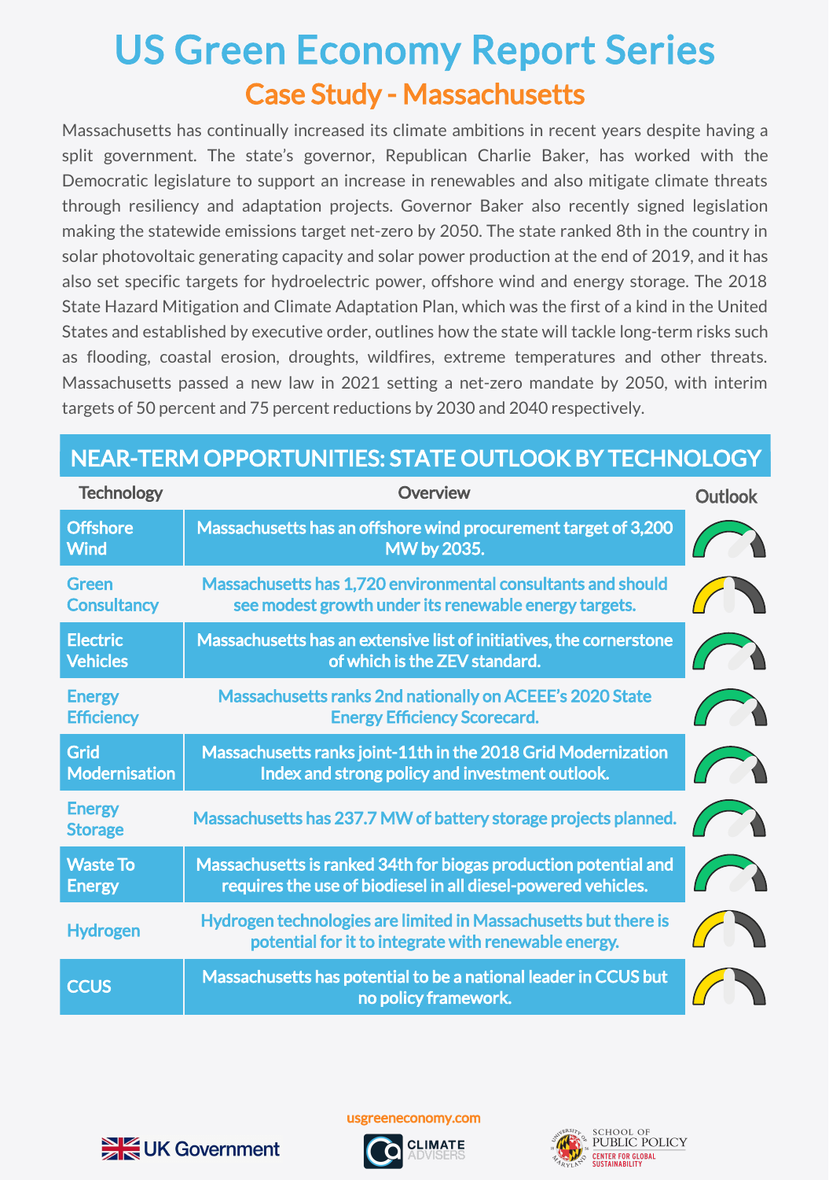# US Green Economy Report Series

## Case Study - Massachusetts

Massachusetts has continually increased its climate ambitions in recent years despite having a split government. The state's governor, Republican Charlie Baker, has worked with the Democratic legislature to support an increase in renewables and also mitigate climate threats through resiliency and adaptation projects. Governor Baker also recently signed legislation making the statewide emissions target net-zero by 2050. The state ranked 8th in the country in solar photovoltaic generating capacity and solar power production at the end of 2019, and it has also set specific targets for hydroelectric power, offshore wind and energy storage. The 2018 State Hazard Mitigation and Climate Adaptation Plan, which was the first of a kind in the United States and established by executive order, outlines how the state will tackle long-term risks such as flooding, coastal erosion, droughts, wildfires, extreme temperatures and other threats. Massachusetts passed a new law in 2021 setting a net-zero mandate by 2050, with interim targets of 50 percent and 75 percent reductions by 2030 and 2040 respectively.

## NEAR-TERM OPPORTUNITIES: STATE OUTLOOK BY TECHNOLOGY

| Technology | Overview | Outlook |
|---|---|---|
| Offshore Wind | Massachusetts has an offshore wind procurement target of 3,200 MW by 2035. | |
| Green Consultancy | Massachusetts has 1,720 environmental consultants and should see modest growth under its renewable energy targets. | |
| Electric Vehicles | Massachusetts has an extensive list of initiatives, the cornerstone of which is the ZEV standard. | |
| Energy Efficiency | Massachusetts ranks 2nd nationally on ACEEE's 2020 State Energy Efficiency Scorecard. | |
| Grid Modernisation | Massachusetts ranks joint-11th in the 2018 Grid Modernization Index and strong policy and investment outlook. | |
| Energy Storage | Massachusetts has 237.7 MW of battery storage projects planned. | |
| Waste To Energy | Massachusetts is ranked 34th for biogas production potential and requires the use of biodiesel in all diesel-powered vehicles. | |
| Hydrogen | Hydrogen technologies are limited in Massachusetts but there is potential for it to integrate with renewable energy. | |
| CCUS | Massachusetts has potential to be a national leader in CCUS but no policy framework. | |

usgreeneconomy.com

UK Government | CLIMATE ADVISERS | University of Maryland School of Public Policy, Center for Global Sustainability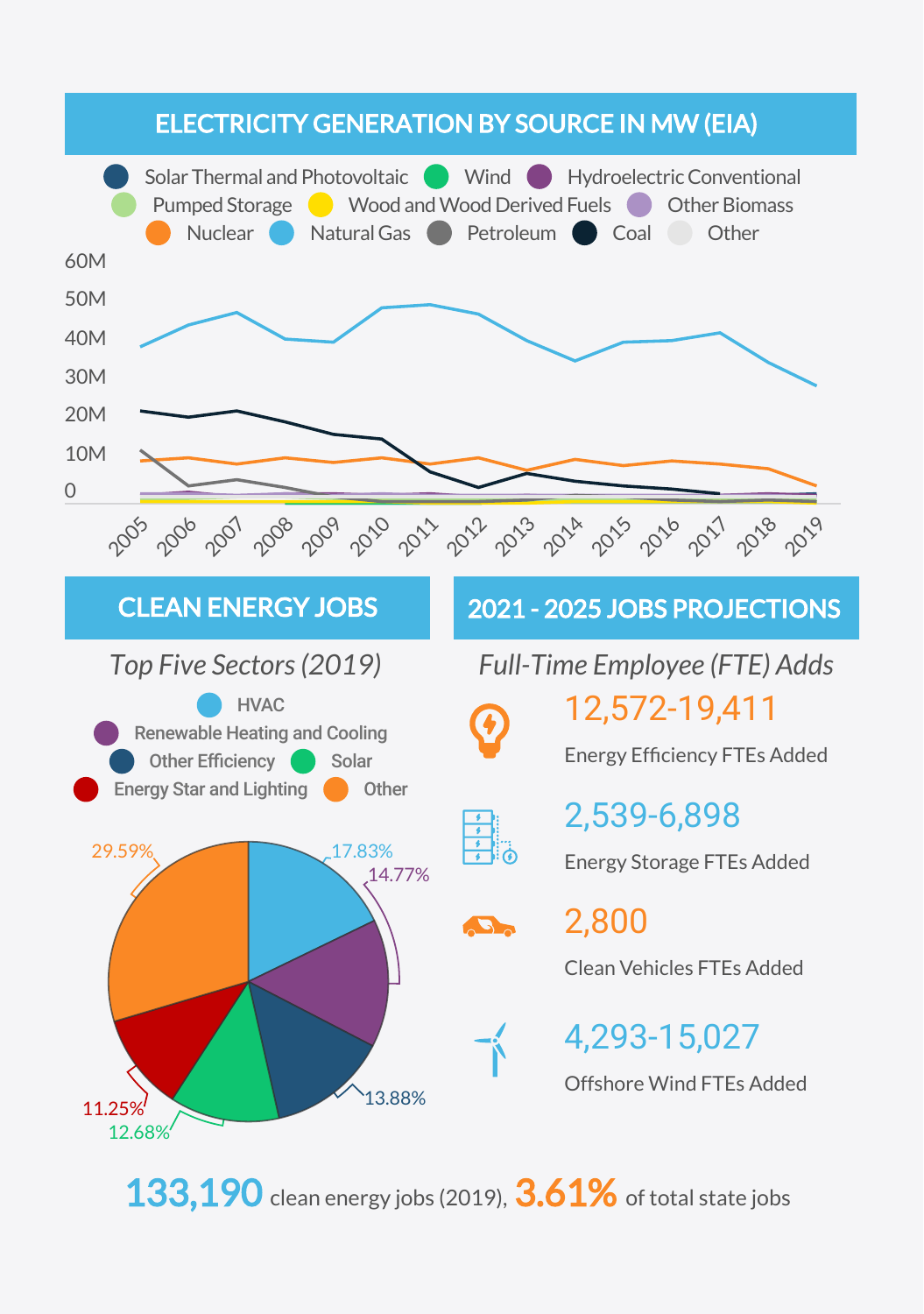## ELECTRICITY GENERATION BY SOURCE IN MW (EIA)

Solar Thermal and Photovoltaic
Wind
Hydroelectric Conventional
Pumped Storage
Wood and Wood Derived Fuels
Other Biomass
Nuclear
Natural Gas
Petroleum
Coal
Other

60M
50M
40M
30M
20M
10M
0

2005 2006 2007 2008 2009 2010 2011 2012 2013 2014 2015 2016 2017 2018 2019

## CLEAN ENERGY JOBS

*Top Five Sectors (2019)*

HVAC
Renewable Heating and Cooling
Other Efficiency
Solar
Energy Star and Lighting
Other

29.59%
17.83%
14.77%
13.88%
12.68%
11.25%

## 2021 - 2025 JOBS PROJECTIONS

*Full-Time Employee (FTE) Adds*

**12,572-19,411**
Energy Efficiency FTEs Added

**2,539-6,898**
Energy Storage FTEs Added

**2,800**
Clean Vehicles FTEs Added

**4,293-15,027**
Offshore Wind FTEs Added

**133,190** clean energy jobs (2019), **3.61%** of total state jobs